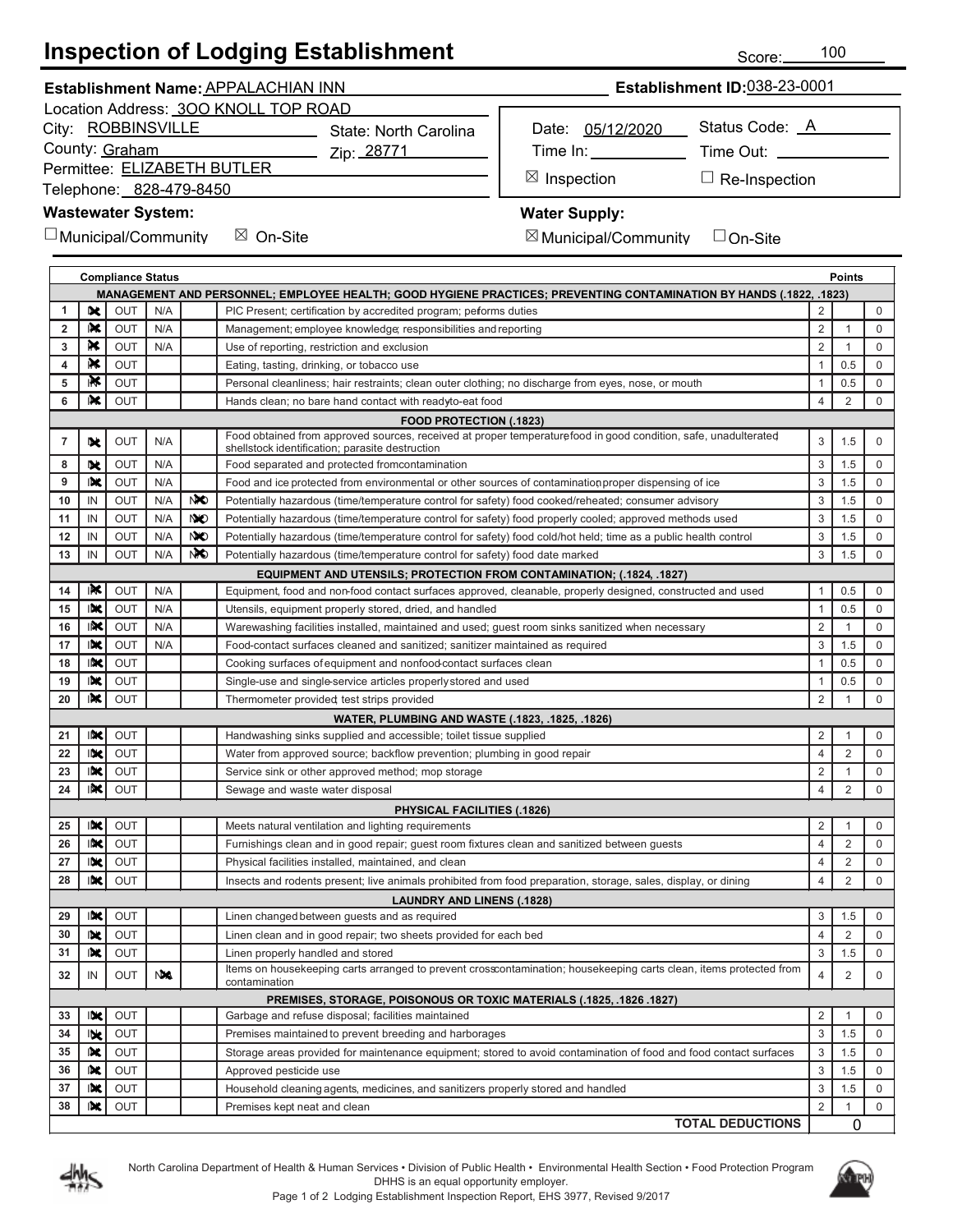# Inspection of Lodging Establishment

Score: 100

**Establishment Name:** APPALACHIAN INN
**Establishment ID:** 038-23-0001

Location Address: 3OO KNOLL TOP ROAD
City: ROBBINSVILLE  State: North Carolina
County: Graham  Zip: 28771
Permittee: ELIZABETH BUTLER
Telephone: 828-479-8450

Date: 05/12/2020  Status Code: A
Time In: ___  Time Out: ___
☒ Inspection  ☐ Re-Inspection

**Wastewater System:**
☐ Municipal/Community  ☒ On-Site

**Water Supply:**
☒ Municipal/Community  ☐ On-Site

| # | Compliance Status | | | | | Points | | |
|---|---|---|---|---|---|---|---|---|
| | | | | | **MANAGEMENT AND PERSONNEL; EMPLOYEE HEALTH; GOOD HYGIENE PRACTICES; PREVENTING CONTAMINATION BY HANDS (.1822, .1823)** | | | |
| 1 | IN ☒ | OUT | N/A | | PIC Present; certification by accredited program; peforms duties | 2 | | 0 |
| 2 | IN ☒ | OUT | N/A | | Management; employee knowledge; responsibilities and reporting | 2 | 1 | 0 |
| 3 | IN ☒ | OUT | N/A | | Use of reporting, restriction and exclusion | 2 | 1 | 0 |
| 4 | IN ☒ | OUT | | | Eating, tasting, drinking, or tobacco use | 1 | 0.5 | 0 |
| 5 | IN ☒ | OUT | | | Personal cleanliness; hair restraints; clean outer clothing; no discharge from eyes, nose, or mouth | 1 | 0.5 | 0 |
| 6 | IN ☒ | OUT | | | Hands clean; no bare hand contact with readyto-eat food | 4 | 2 | 0 |
| | | | | | **FOOD PROTECTION (.1823)** | | | |
| 7 | IN ☒ | OUT | N/A | | Food obtained from approved sources, received at proper temperature food in good condition, safe, unadulterated shellstock identification; parasite destruction | 3 | 1.5 | 0 |
| 8 | IN ☒ | OUT | N/A | | Food separated and protected fromcontamination | 3 | 1.5 | 0 |
| 9 | IN ☒ | OUT | N/A | | Food and ice protected from environmental or other sources of contamination proper dispensing of ice | 3 | 1.5 | 0 |
| 10 | IN | OUT | N/A | NO ☒ | Potentially hazardous (time/temperature control for safety) food cooked/reheated; consumer advisory | 3 | 1.5 | 0 |
| 11 | IN | OUT | N/A | NO ☒ | Potentially hazardous (time/temperature control for safety) food properly cooled; approved methods used | 3 | 1.5 | 0 |
| 12 | IN | OUT | N/A | NO ☒ | Potentially hazardous (time/temperature control for safety) food cold/hot held; time as a public health control | 3 | 1.5 | 0 |
| 13 | IN | OUT | N/A | NO ☒ | Potentially hazardous (time/temperature control for safety) food date marked | 3 | 1.5 | 0 |
| | | | | | **EQUIPMENT AND UTENSILS; PROTECTION FROM CONTAMINATION; (.1824, .1827)** | | | |
| 14 | IN ☒ | OUT | N/A | | Equipment, food and non-food contact surfaces approved, cleanable, properly designed, constructed and used | 1 | 0.5 | 0 |
| 15 | IN ☒ | OUT | N/A | | Utensils, equipment properly stored, dried, and handled | 1 | 0.5 | 0 |
| 16 | IN ☒ | OUT | N/A | | Warewashing facilities installed, maintained and used; guest room sinks sanitized when necessary | 2 | 1 | 0 |
| 17 | IN ☒ | OUT | N/A | | Food-contact surfaces cleaned and sanitized; sanitizer maintained as required | 3 | 1.5 | 0 |
| 18 | IN ☒ | OUT | | | Cooking surfaces of equipment and nonfood-contact surfaces clean | 1 | 0.5 | 0 |
| 19 | IN ☒ | OUT | | | Single-use and single-service articles properly stored and used | 1 | 0.5 | 0 |
| 20 | IN ☒ | OUT | | | Thermometer provided; test strips provided | 2 | 1 | 0 |
| | | | | | **WATER, PLUMBING AND WASTE (.1823, .1825, .1826)** | | | |
| 21 | IN ☒ | OUT | | | Handwashing sinks supplied and accessible; toilet tissue supplied | 2 | 1 | 0 |
| 22 | IN ☒ | OUT | | | Water from approved source; backflow prevention; plumbing in good repair | 4 | 2 | 0 |
| 23 | IN ☒ | OUT | | | Service sink or other approved method; mop storage | 2 | 1 | 0 |
| 24 | IN ☒ | OUT | | | Sewage and waste water disposal | 4 | 2 | 0 |
| | | | | | **PHYSICAL FACILITIES (.1826)** | | | |
| 25 | IN ☒ | OUT | | | Meets natural ventilation and lighting requirements | 2 | 1 | 0 |
| 26 | IN ☒ | OUT | | | Furnishings clean and in good repair; guest room fixtures clean and sanitized between guests | 4 | 2 | 0 |
| 27 | IN ☒ | OUT | | | Physical facilities installed, maintained, and clean | 4 | 2 | 0 |
| 28 | IN ☒ | OUT | | | Insects and rodents present; live animals prohibited from food preparation, storage, sales, display, or dining | 4 | 2 | 0 |
| | | | | | **LAUNDRY AND LINENS (.1828)** | | | |
| 29 | IN ☒ | OUT | | | Linen changed between guests and as required | 3 | 1.5 | 0 |
| 30 | IN ☒ | OUT | | | Linen clean and in good repair; two sheets provided for each bed | 4 | 2 | 0 |
| 31 | IN ☒ | OUT | | | Linen properly handled and stored | 3 | 1.5 | 0 |
| 32 | IN | OUT | N/A ☒ | | Items on housekeeping carts arranged to prevent crosscontamination; housekeeping carts clean, items protected from contamination | 4 | 2 | 0 |
| | | | | | **PREMISES, STORAGE, POISONOUS OR TOXIC MATERIALS (.1825, .1826 .1827)** | | | |
| 33 | IN ☒ | OUT | | | Garbage and refuse disposal; facilities maintained | 2 | 1 | 0 |
| 34 | IN ☒ | OUT | | | Premises maintained to prevent breeding and harborages | 3 | 1.5 | 0 |
| 35 | IN ☒ | OUT | | | Storage areas provided for maintenance equipment; stored to avoid contamination of food and food contact surfaces | 3 | 1.5 | 0 |
| 36 | IN ☒ | OUT | | | Approved pesticide use | 3 | 1.5 | 0 |
| 37 | IN ☒ | OUT | | | Household cleaning agents, medicines, and sanitizers properly stored and handled | 3 | 1.5 | 0 |
| 38 | IN ☒ | OUT | | | Premises kept neat and clean | 2 | 1 | 0 |
| | | | | | **TOTAL DEDUCTIONS** | | 0 | |

North Carolina Department of Health & Human Services • Division of Public Health • Environmental Health Section • Food Protection Program
DHHS is an equal opportunity employer.
Lodging Establishment Inspection Report, EHS 3977, Revised 9/2017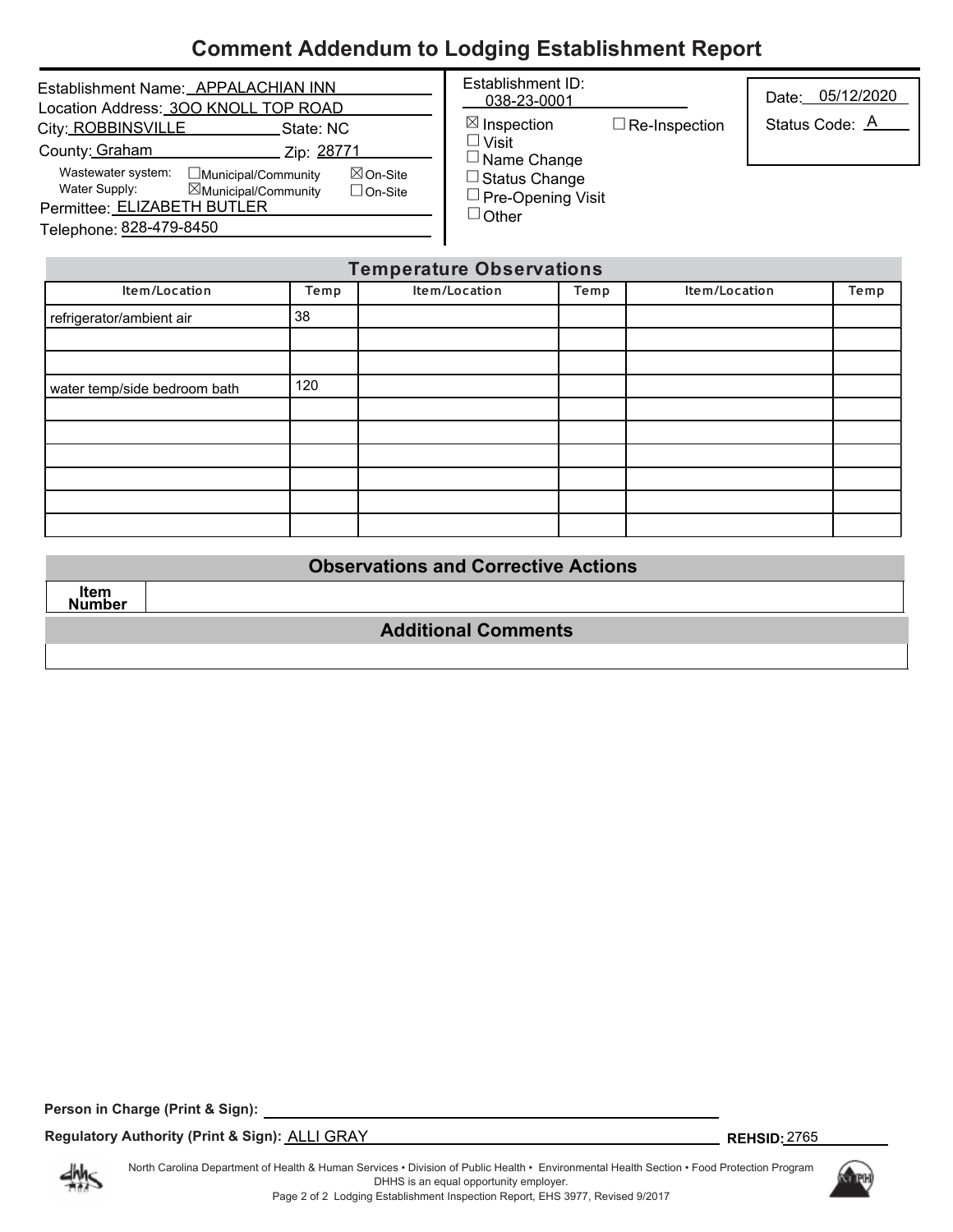# Comment Addendum to Lodging Establishment Report

Establishment Name: APPALACHIAN INN
Location Address: 3OO KNOLL TOP ROAD
City: ROBBINSVILLE State: NC
County: Graham Zip: 28771
Wastewater system: ☐ Municipal/Community ☒ On-Site
Water Supply: ☒ Municipal/Community ☐ On-Site
Permittee: ELIZABETH BUTLER
Telephone: 828-479-8450

Establishment ID: 038-23-0001
☒ Inspection ☐ Re-Inspection
☐ Visit
☐ Name Change
☐ Status Change
☐ Pre-Opening Visit
☐ Other

Date: 05/12/2020
Status Code: A

## Temperature Observations

| Item/Location | Temp | Item/Location | Temp | Item/Location | Temp |
|---|---|---|---|---|---|
| refrigerator/ambient air | 38 | | | | |
| | | | | | |
| | | | | | |
| water temp/side bedroom bath | 120 | | | | |
| | | | | | |
| | | | | | |
| | | | | | |
| | | | | | |
| | | | | | |
| | | | | | |

## Observations and Corrective Actions

| Item Number | |
|---|---|

## Additional Comments

Person in Charge (Print & Sign):

Regulatory Authority (Print & Sign): ALLI GRAY REHSID: 2765

North Carolina Department of Health & Human Services • Division of Public Health • Environmental Health Section • Food Protection Program
DHHS is an equal opportunity employer.
Lodging Establishment Inspection Report, EHS 3977, Revised 9/2017